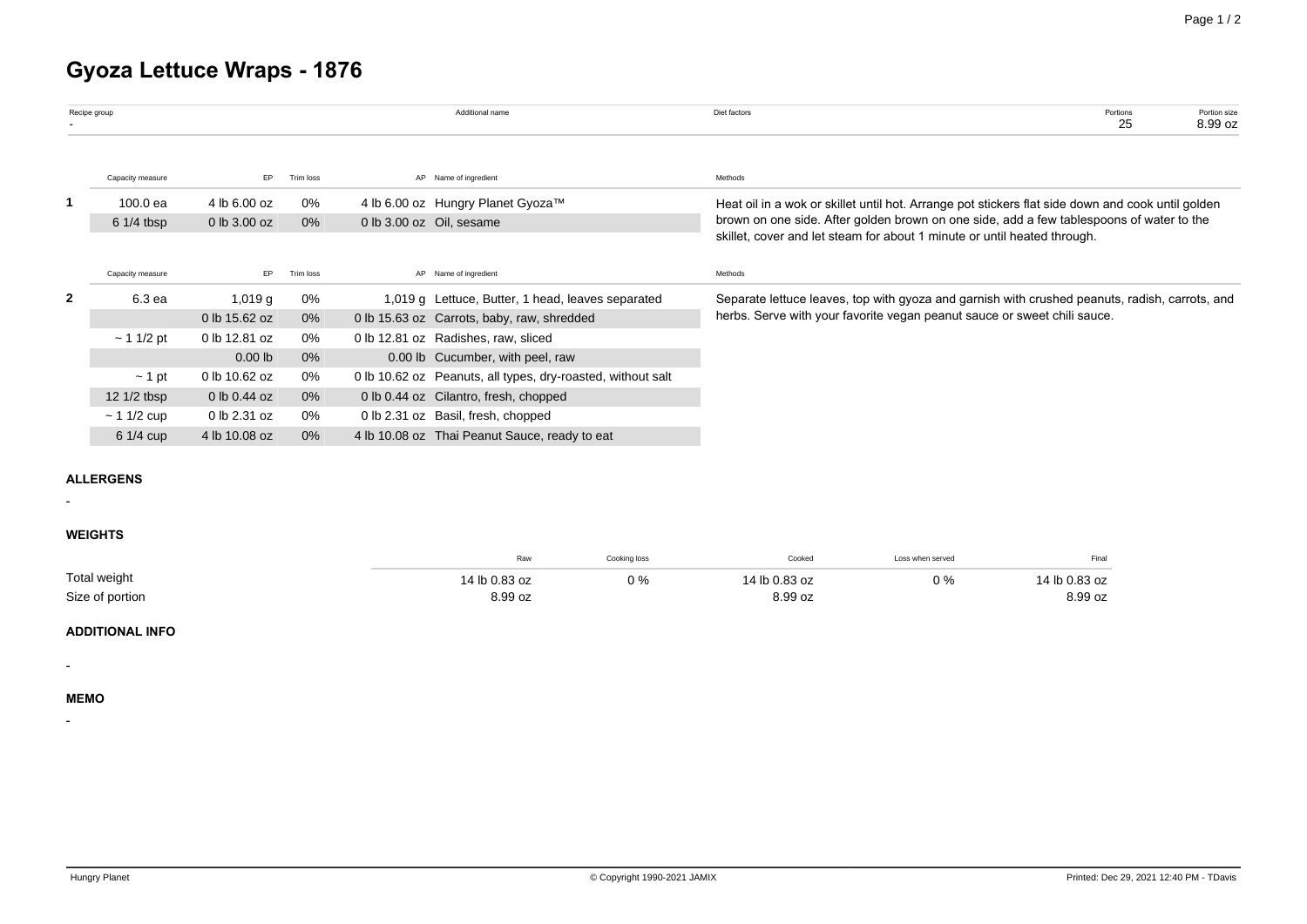# Gyoza Lettuce Wraps - 1876

| Recipe group | Additional name | Diet factors | Portions | Portion size |
|---|---|---|---|---|
| - | | | 25 | 8.99 oz |

| | Capacity measure | EP | Trim loss | AP | Name of ingredient | Methods |
|---|---|---|---|---|---|---|
| 1 | 100.0 ea | 4 lb 6.00 oz | 0% | 4 lb 6.00 oz | Hungry Planet Gyoza™ | Heat oil in a wok or skillet until hot. Arrange pot stickers flat side down and cook until golden brown on one side. After golden brown on one side, add a few tablespoons of water to the skillet, cover and let steam for about 1 minute or until heated through. |
| | 6 1/4 tbsp | 0 lb 3.00 oz | 0% | 0 lb 3.00 oz | Oil, sesame | |

| | Capacity measure | EP | Trim loss | AP | Name of ingredient | Methods |
|---|---|---|---|---|---|---|
| 2 | 6.3 ea | 1,019 g | 0% | 1,019 g | Lettuce, Butter, 1 head, leaves separated | Separate lettuce leaves, top with gyoza and garnish with crushed peanuts, radish, carrots, and herbs. Serve with your favorite vegan peanut sauce or sweet chili sauce. |
| | | 0 lb 15.62 oz | 0% | 0 lb 15.63 oz | Carrots, baby, raw, shredded | |
| | ~ 1 1/2 pt | 0 lb 12.81 oz | 0% | 0 lb 12.81 oz | Radishes, raw, sliced | |
| | | 0.00 lb | 0% | 0.00 lb | Cucumber, with peel, raw | |
| | ~ 1 pt | 0 lb 10.62 oz | 0% | 0 lb 10.62 oz | Peanuts, all types, dry-roasted, without salt | |
| | 12 1/2 tbsp | 0 lb 0.44 oz | 0% | 0 lb 0.44 oz | Cilantro, fresh, chopped | |
| | ~ 1 1/2 cup | 0 lb 2.31 oz | 0% | 0 lb 2.31 oz | Basil, fresh, chopped | |
| | 6 1/4 cup | 4 lb 10.08 oz | 0% | 4 lb 10.08 oz | Thai Peanut Sauce, ready to eat | |

### ALLERGENS

-

### WEIGHTS

| | Raw | Cooking loss | Cooked | Loss when served | Final |
|---|---|---|---|---|---|
| Total weight | 14 lb 0.83 oz | 0 % | 14 lb 0.83 oz | 0 % | 14 lb 0.83 oz |
| Size of portion | 8.99 oz | | 8.99 oz | | 8.99 oz |

### ADDITIONAL INFO

-

### MEMO

-

Hungry Planet | © Copyright 1990-2021 JAMIX | Printed: Dec 29, 2021 12:40 PM - TDavis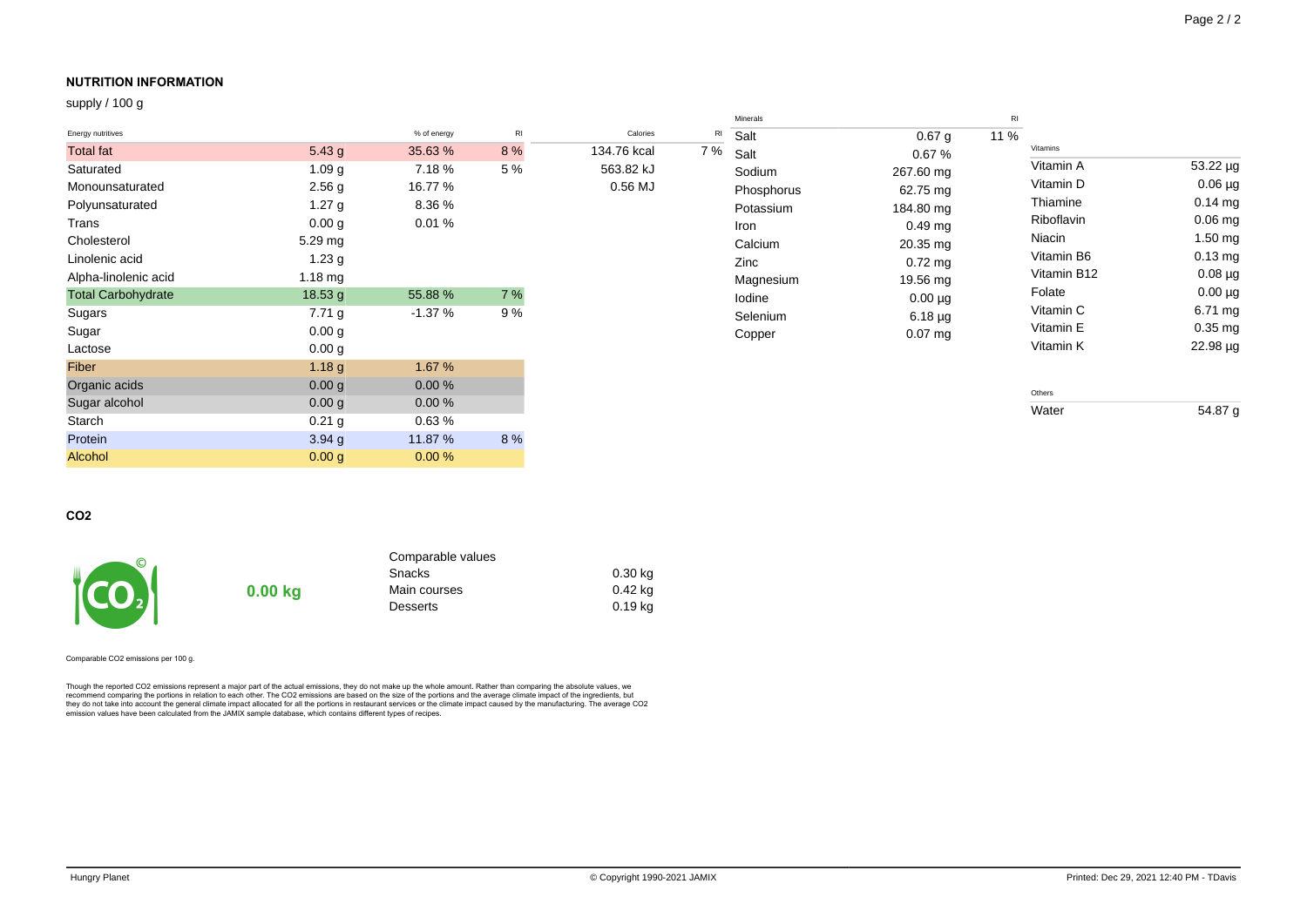## NUTRITION INFORMATION

supply / 100 g

| Energy nutritives | | % of energy | RI |
|---|---|---|---|
| Total fat | 5.43 g | 35.63 % | 8 % |
| Saturated | 1.09 g | 7.18 % | 5 % |
| Monounsaturated | 2.56 g | 16.77 % | |
| Polyunsaturated | 1.27 g | 8.36 % | |
| Trans | 0.00 g | 0.01 % | |
| Cholesterol | 5.29 mg | | |
| Linolenic acid | 1.23 g | | |
| Alpha-linolenic acid | 1.18 mg | | |
| Total Carbohydrate | 18.53 g | 55.88 % | 7 % |
| Sugars | 7.71 g | -1.37 % | 9 % |
| Sugar | 0.00 g | | |
| Lactose | 0.00 g | | |
| Fiber | 1.18 g | 1.67 % | |
| Organic acids | 0.00 g | 0.00 % | |
| Sugar alcohol | 0.00 g | 0.00 % | |
| Starch | 0.21 g | 0.63 % | |
| Protein | 3.94 g | 11.87 % | 8 % |
| Alcohol | 0.00 g | 0.00 % | |

| Calories | RI |
|---|---|
| 134.76 kcal | 7 % |
| 563.82 kJ | |
| 0.56 MJ | |

| Minerals | | RI |
|---|---|---|
| Salt | 0.67 g | 11 % |
| Salt | 0.67 % | |
| Sodium | 267.60 mg | |
| Phosphorus | 62.75 mg | |
| Potassium | 184.80 mg | |
| Iron | 0.49 mg | |
| Calcium | 20.35 mg | |
| Zinc | 0.72 mg | |
| Magnesium | 19.56 mg | |
| Iodine | 0.00 µg | |
| Selenium | 6.18 µg | |
| Copper | 0.07 mg | |

| Vitamins | |
|---|---|
| Vitamin A | 53.22 µg |
| Vitamin D | 0.06 µg |
| Thiamine | 0.14 mg |
| Riboflavin | 0.06 mg |
| Niacin | 1.50 mg |
| Vitamin B6 | 0.13 mg |
| Vitamin B12 | 0.08 µg |
| Folate | 0.00 µg |
| Vitamin C | 6.71 mg |
| Vitamin E | 0.35 mg |
| Vitamin K | 22.98 µg |

| Others | |
|---|---|
| Water | 54.87 g |

## $CO_2$

**0.00 kg**

| Comparable values | |
|---|---|
| Snacks | 0.30 kg |
| Main courses | 0.42 kg |
| Desserts | 0.19 kg |

Comparable CO2 emissions per 100 g.

Though the reported CO2 emissions represent a major part of the actual emissions, they do not make up the whole amount. Rather than comparing the absolute values, we recommend comparing the portions in relation to each other. The CO2 emissions are based on the size of the portions and the average climate impact of the ingredients, but they do not take into account the general climate impact allocated for all the portions in restaurant services or the climate impact caused by the manufacturing. The average CO2 emission values have been calculated from the JAMIX sample database, which contains different types of recipes.

Hungry Planet © Copyright 1990-2021 JAMIX Printed: Dec 29, 2021 12:40 PM - TDavis